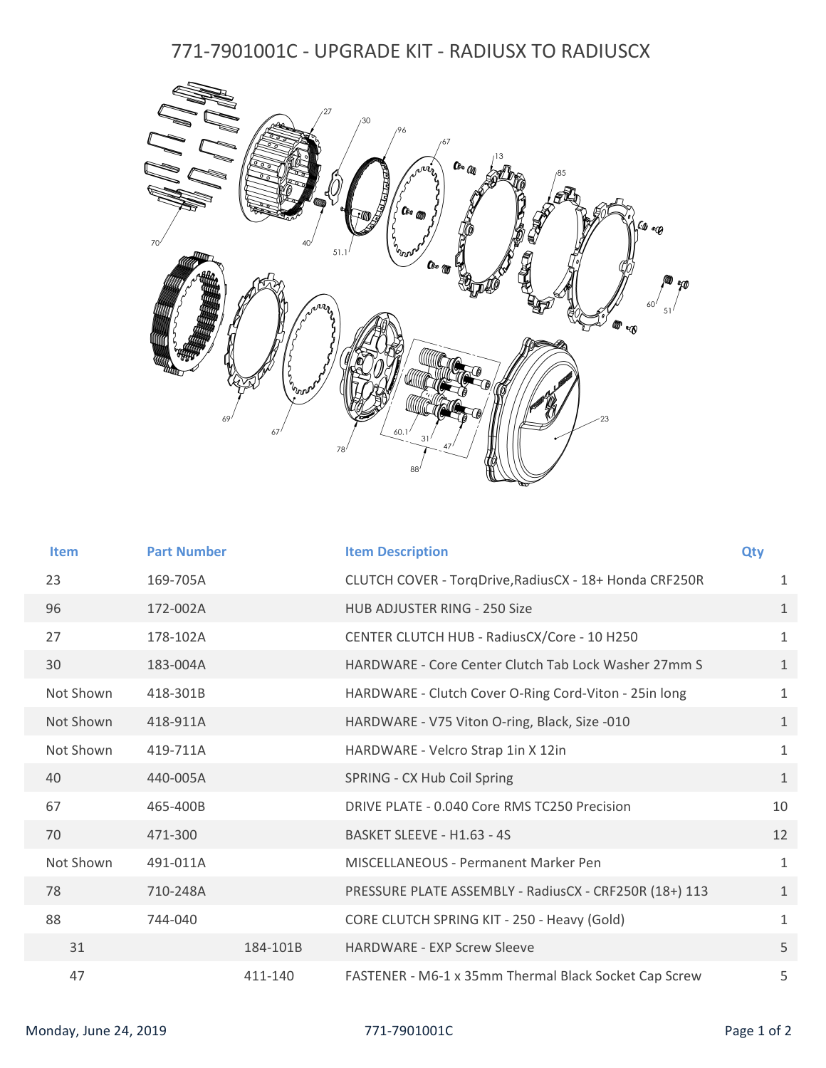# 771-7901001C - UPGRADE KIT - RADIUSX TO RADIUSCX

| Item | Part Number | | Item Description | Qty |
|---|---|---|---|---|
| 23 | 169-705A | | CLUTCH COVER - TorqDrive,RadiusCX - 18+ Honda CRF250R | 1 |
| 96 | 172-002A | | HUB ADJUSTER RING - 250 Size | 1 |
| 27 | 178-102A | | CENTER CLUTCH HUB - RadiusCX/Core - 10 H250 | 1 |
| 30 | 183-004A | | HARDWARE - Core Center Clutch Tab Lock Washer 27mm S | 1 |
| Not Shown | 418-301B | | HARDWARE - Clutch Cover O-Ring Cord-Viton - 25in long | 1 |
| Not Shown | 418-911A | | HARDWARE - V75 Viton O-ring, Black, Size -010 | 1 |
| Not Shown | 419-711A | | HARDWARE - Velcro Strap 1in X 12in | 1 |
| 40 | 440-005A | | SPRING - CX Hub Coil Spring | 1 |
| 67 | 465-400B | | DRIVE PLATE - 0.040 Core RMS TC250 Precision | 10 |
| 70 | 471-300 | | BASKET SLEEVE - H1.63 - 4S | 12 |
| Not Shown | 491-011A | | MISCELLANEOUS - Permanent Marker Pen | 1 |
| 78 | 710-248A | | PRESSURE PLATE ASSEMBLY - RadiusCX - CRF250R (18+) 113 | 1 |
| 88 | 744-040 | | CORE CLUTCH SPRING KIT - 250 - Heavy (Gold) | 1 |
| 31 | | 184-101B | HARDWARE - EXP Screw Sleeve | 5 |
| 47 | | 411-140 | FASTENER - M6-1 x 35mm Thermal Black Socket Cap Screw | 5 |

Monday, June 24, 2019 — 771-7901001C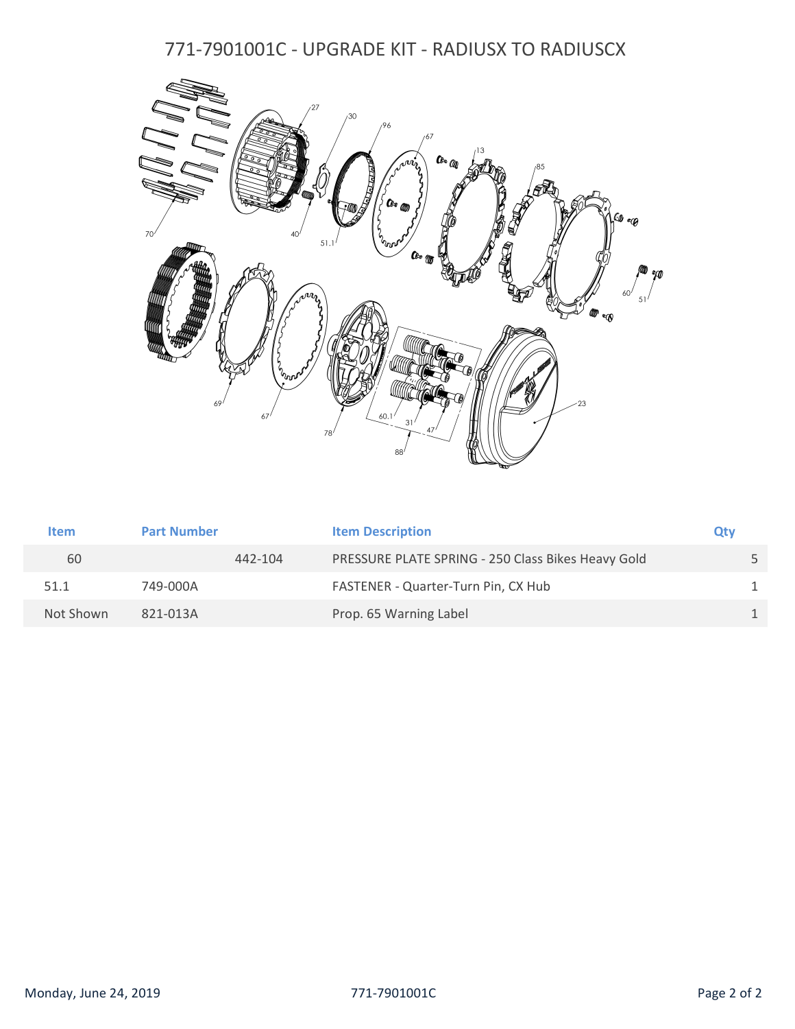# 771-7901001C - UPGRADE KIT - RADIUSX TO RADIUSCX

| Item | Part Number | Item Description | Qty |
|---|---|---|---|
| 60 | 442-104 | PRESSURE PLATE SPRING - 250 Class Bikes Heavy Gold | 5 |
| 51.1 | 749-000A | FASTENER - Quarter-Turn Pin, CX Hub | 1 |
| Not Shown | 821-013A | Prop. 65 Warning Label | 1 |

Monday, June 24, 2019